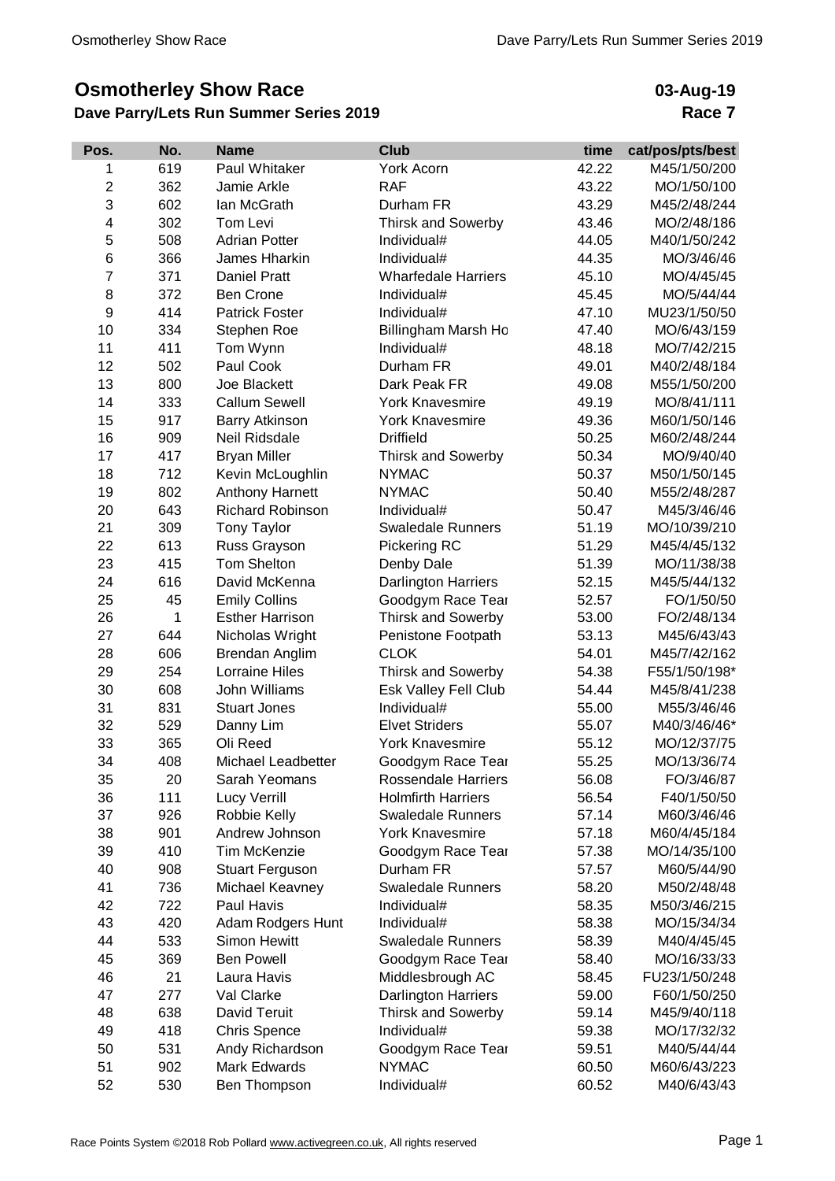# Osmotherley Show Race

**Dave Parry/Lets Run Summer Series 2019**

**03-Aug-19**

**Race 7**

| Pos. | No. | Name | Club | time | cat/pos/pts/best |
|---|---|---|---|---|---|
| 1 | 619 | Paul Whitaker | York Acorn | 42.22 | M45/1/50/200 |
| 2 | 362 | Jamie Arkle | RAF | 43.22 | MO/1/50/100 |
| 3 | 602 | Ian McGrath | Durham FR | 43.29 | M45/2/48/244 |
| 4 | 302 | Tom Levi | Thirsk and Sowerby | 43.46 | MO/2/48/186 |
| 5 | 508 | Adrian Potter | Individual# | 44.05 | M40/1/50/242 |
| 6 | 366 | James Hharkin | Individual# | 44.35 | MO/3/46/46 |
| 7 | 371 | Daniel Pratt | Wharfedale Harriers | 45.10 | MO/4/45/45 |
| 8 | 372 | Ben Crone | Individual# | 45.45 | MO/5/44/44 |
| 9 | 414 | Patrick Foster | Individual# | 47.10 | MU23/1/50/50 |
| 10 | 334 | Stephen Roe | Billingham Marsh Ho | 47.40 | MO/6/43/159 |
| 11 | 411 | Tom Wynn | Individual# | 48.18 | MO/7/42/215 |
| 12 | 502 | Paul Cook | Durham FR | 49.01 | M40/2/48/184 |
| 13 | 800 | Joe Blackett | Dark Peak FR | 49.08 | M55/1/50/200 |
| 14 | 333 | Callum Sewell | York Knavesmire | 49.19 | MO/8/41/111 |
| 15 | 917 | Barry Atkinson | York Knavesmire | 49.36 | M60/1/50/146 |
| 16 | 909 | Neil Ridsdale | Driffield | 50.25 | M60/2/48/244 |
| 17 | 417 | Bryan Miller | Thirsk and Sowerby | 50.34 | MO/9/40/40 |
| 18 | 712 | Kevin McLoughlin | NYMAC | 50.37 | M50/1/50/145 |
| 19 | 802 | Anthony Harnett | NYMAC | 50.40 | M55/2/48/287 |
| 20 | 643 | Richard Robinson | Individual# | 50.47 | M45/3/46/46 |
| 21 | 309 | Tony Taylor | Swaledale Runners | 51.19 | MO/10/39/210 |
| 22 | 613 | Russ Grayson | Pickering RC | 51.29 | M45/4/45/132 |
| 23 | 415 | Tom Shelton | Denby Dale | 51.39 | MO/11/38/38 |
| 24 | 616 | David McKenna | Darlington Harriers | 52.15 | M45/5/44/132 |
| 25 | 45 | Emily Collins | Goodgym Race Tear | 52.57 | FO/1/50/50 |
| 26 | 1 | Esther Harrison | Thirsk and Sowerby | 53.00 | FO/2/48/134 |
| 27 | 644 | Nicholas Wright | Penistone Footpath | 53.13 | M45/6/43/43 |
| 28 | 606 | Brendan Anglim | CLOK | 54.01 | M45/7/42/162 |
| 29 | 254 | Lorraine Hiles | Thirsk and Sowerby | 54.38 | F55/1/50/198* |
| 30 | 608 | John Williams | Esk Valley Fell Club | 54.44 | M45/8/41/238 |
| 31 | 831 | Stuart Jones | Individual# | 55.00 | M55/3/46/46 |
| 32 | 529 | Danny Lim | Elvet Striders | 55.07 | M40/3/46/46* |
| 33 | 365 | Oli Reed | York Knavesmire | 55.12 | MO/12/37/75 |
| 34 | 408 | Michael Leadbetter | Goodgym Race Tear | 55.25 | MO/13/36/74 |
| 35 | 20 | Sarah Yeomans | Rossendale Harriers | 56.08 | FO/3/46/87 |
| 36 | 111 | Lucy Verrill | Holmfirth Harriers | 56.54 | F40/1/50/50 |
| 37 | 926 | Robbie Kelly | Swaledale Runners | 57.14 | M60/3/46/46 |
| 38 | 901 | Andrew Johnson | York Knavesmire | 57.18 | M60/4/45/184 |
| 39 | 410 | Tim McKenzie | Goodgym Race Tear | 57.38 | MO/14/35/100 |
| 40 | 908 | Stuart Ferguson | Durham FR | 57.57 | M60/5/44/90 |
| 41 | 736 | Michael Keavney | Swaledale Runners | 58.20 | M50/2/48/48 |
| 42 | 722 | Paul Havis | Individual# | 58.35 | M50/3/46/215 |
| 43 | 420 | Adam Rodgers Hunt | Individual# | 58.38 | MO/15/34/34 |
| 44 | 533 | Simon Hewitt | Swaledale Runners | 58.39 | M40/4/45/45 |
| 45 | 369 | Ben Powell | Goodgym Race Tear | 58.40 | MO/16/33/33 |
| 46 | 21 | Laura Havis | Middlesbrough AC | 58.45 | FU23/1/50/248 |
| 47 | 277 | Val Clarke | Darlington Harriers | 59.00 | F60/1/50/250 |
| 48 | 638 | David Teruit | Thirsk and Sowerby | 59.14 | M45/9/40/118 |
| 49 | 418 | Chris Spence | Individual# | 59.38 | MO/17/32/32 |
| 50 | 531 | Andy Richardson | Goodgym Race Tear | 59.51 | M40/5/44/44 |
| 51 | 902 | Mark Edwards | NYMAC | 60.50 | M60/6/43/223 |
| 52 | 530 | Ben Thompson | Individual# | 60.52 | M40/6/43/43 |

Race Points System ©2018 Rob Pollard www.activegreen.co.uk, All rights reserved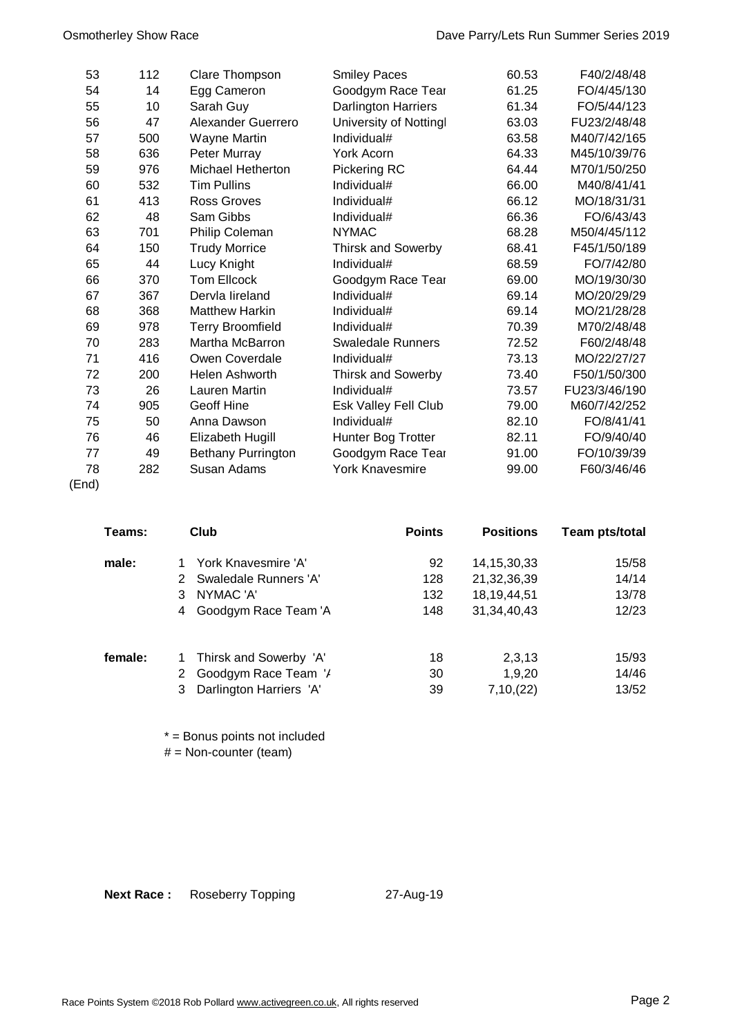| | | | | | |
|---|---|---|---|---|---|
| 53 | 112 | Clare Thompson | Smiley Paces | 60.53 | F40/2/48/48 |
| 54 | 14 | Egg Cameron | Goodgym Race Tear | 61.25 | FO/4/45/130 |
| 55 | 10 | Sarah Guy | Darlington Harriers | 61.34 | FO/5/44/123 |
| 56 | 47 | Alexander Guerrero | University of Nottingl | 63.03 | FU23/2/48/48 |
| 57 | 500 | Wayne Martin | Individual# | 63.58 | M40/7/42/165 |
| 58 | 636 | Peter Murray | York Acorn | 64.33 | M45/10/39/76 |
| 59 | 976 | Michael Hetherton | Pickering RC | 64.44 | M70/1/50/250 |
| 60 | 532 | Tim Pullins | Individual# | 66.00 | M40/8/41/41 |
| 61 | 413 | Ross Groves | Individual# | 66.12 | MO/18/31/31 |
| 62 | 48 | Sam Gibbs | Individual# | 66.36 | FO/6/43/43 |
| 63 | 701 | Philip Coleman | NYMAC | 68.28 | M50/4/45/112 |
| 64 | 150 | Trudy Morrice | Thirsk and Sowerby | 68.41 | F45/1/50/189 |
| 65 | 44 | Lucy Knight | Individual# | 68.59 | FO/7/42/80 |
| 66 | 370 | Tom Ellcock | Goodgym Race Tear | 69.00 | MO/19/30/30 |
| 67 | 367 | Dervla Iireland | Individual# | 69.14 | MO/20/29/29 |
| 68 | 368 | Matthew Harkin | Individual# | 69.14 | MO/21/28/28 |
| 69 | 978 | Terry Broomfield | Individual# | 70.39 | M70/2/48/48 |
| 70 | 283 | Martha McBarron | Swaledale Runners | 72.52 | F60/2/48/48 |
| 71 | 416 | Owen Coverdale | Individual# | 73.13 | MO/22/27/27 |
| 72 | 200 | Helen Ashworth | Thirsk and Sowerby | 73.40 | F50/1/50/300 |
| 73 | 26 | Lauren Martin | Individual# | 73.57 | FU23/3/46/190 |
| 74 | 905 | Geoff Hine | Esk Valley Fell Club | 79.00 | M60/7/42/252 |
| 75 | 50 | Anna Dawson | Individual# | 82.10 | FO/8/41/41 |
| 76 | 46 | Elizabeth Hugill | Hunter Bog Trotter | 82.11 | FO/9/40/40 |
| 77 | 49 | Bethany Purrington | Goodgym Race Tear | 91.00 | FO/10/39/39 |
| 78 | 282 | Susan Adams | York Knavesmire | 99.00 | F60/3/46/46 |

(End)

| Teams: | | Club | Points | Positions | Team pts/total |
|---|---|---|---|---|---|
| male: | 1 | York Knavesmire 'A' | 92 | 14,15,30,33 | 15/58 |
| | 2 | Swaledale Runners 'A' | 128 | 21,32,36,39 | 14/14 |
| | 3 | NYMAC 'A' | 132 | 18,19,44,51 | 13/78 |
| | 4 | Goodgym Race Team 'A | 148 | 31,34,40,43 | 12/23 |
| female: | 1 | Thirsk and Sowerby 'A' | 18 | 2,3,13 | 15/93 |
| | 2 | Goodgym Race Team '/ | 30 | 1,9,20 | 14/46 |
| | 3 | Darlington Harriers 'A' | 39 | 7,10,(22) | 13/52 |

* = Bonus points not included

# = Non-counter (team)

**Next Race :** Roseberry Topping 27-Aug-19

Race Points System ©2018 Rob Pollard www.activegreen.co.uk, All rights reserved